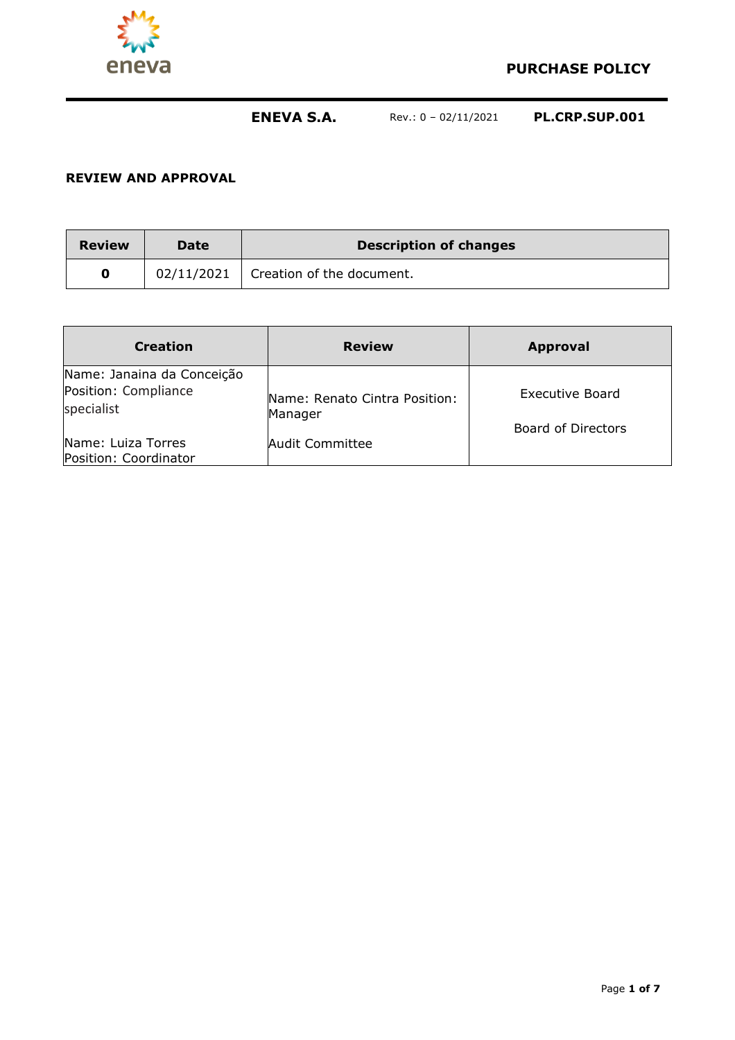# PURCHASE POLICY

**ENEVA S.A.** Rev.: 0 – 02/11/2021 **PL.CRP.SUP.001**

**REVIEW AND APPROVAL**

| Review | Date | Description of changes |
|---|---|---|
| **0** | 02/11/2021 | Creation of the document. |

| Creation | Review | Approval |
|---|---|---|
| Name: Janaina da Conceição<br>Position: Compliance specialist<br><br>Name: Luiza Torres<br>Position: Coordinator | Name: Renato Cintra Position: Manager<br><br>Audit Committee | Executive Board<br><br>Board of Directors |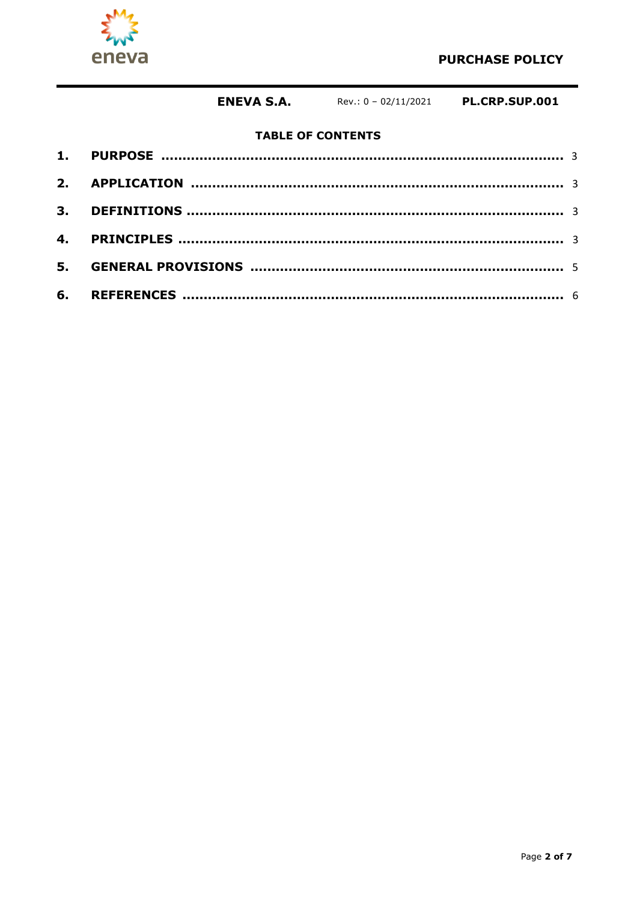**TABLE OF CONTENTS**

1. **PURPOSE** ........................................................................................ 3
2. **APPLICATION** ................................................................................ 3
3. **DEFINITIONS** ................................................................................ 3
4. **PRINCIPLES** .................................................................................. 3
5. **GENERAL PROVISIONS** ................................................................. 5
6. **REFERENCES** ................................................................................. 6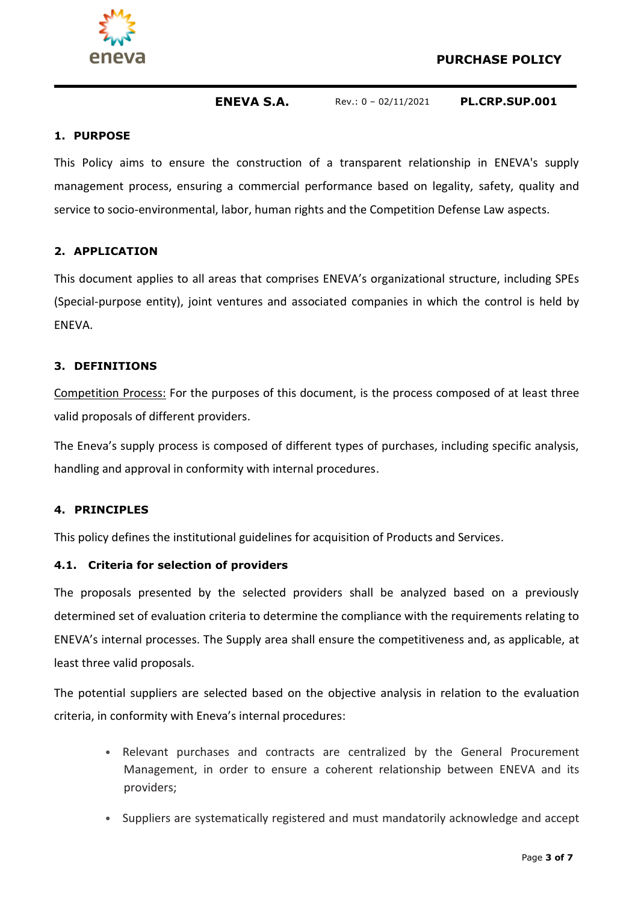## 1. PURPOSE

This Policy aims to ensure the construction of a transparent relationship in ENEVA's supply management process, ensuring a commercial performance based on legality, safety, quality and service to socio-environmental, labor, human rights and the Competition Defense Law aspects.

## 2. APPLICATION

This document applies to all areas that comprises ENEVA's organizational structure, including SPEs (Special-purpose entity), joint ventures and associated companies in which the control is held by ENEVA.

## 3. DEFINITIONS

Competition Process: For the purposes of this document, is the process composed of at least three valid proposals of different providers.

The Eneva's supply process is composed of different types of purchases, including specific analysis, handling and approval in conformity with internal procedures.

## 4. PRINCIPLES

This policy defines the institutional guidelines for acquisition of Products and Services.

### 4.1. Criteria for selection of providers

The proposals presented by the selected providers shall be analyzed based on a previously determined set of evaluation criteria to determine the compliance with the requirements relating to ENEVA's internal processes. The Supply area shall ensure the competitiveness and, as applicable, at least three valid proposals.

The potential suppliers are selected based on the objective analysis in relation to the evaluation criteria, in conformity with Eneva's internal procedures:

- Relevant purchases and contracts are centralized by the General Procurement Management, in order to ensure a coherent relationship between ENEVA and its providers;
- Suppliers are systematically registered and must mandatorily acknowledge and accept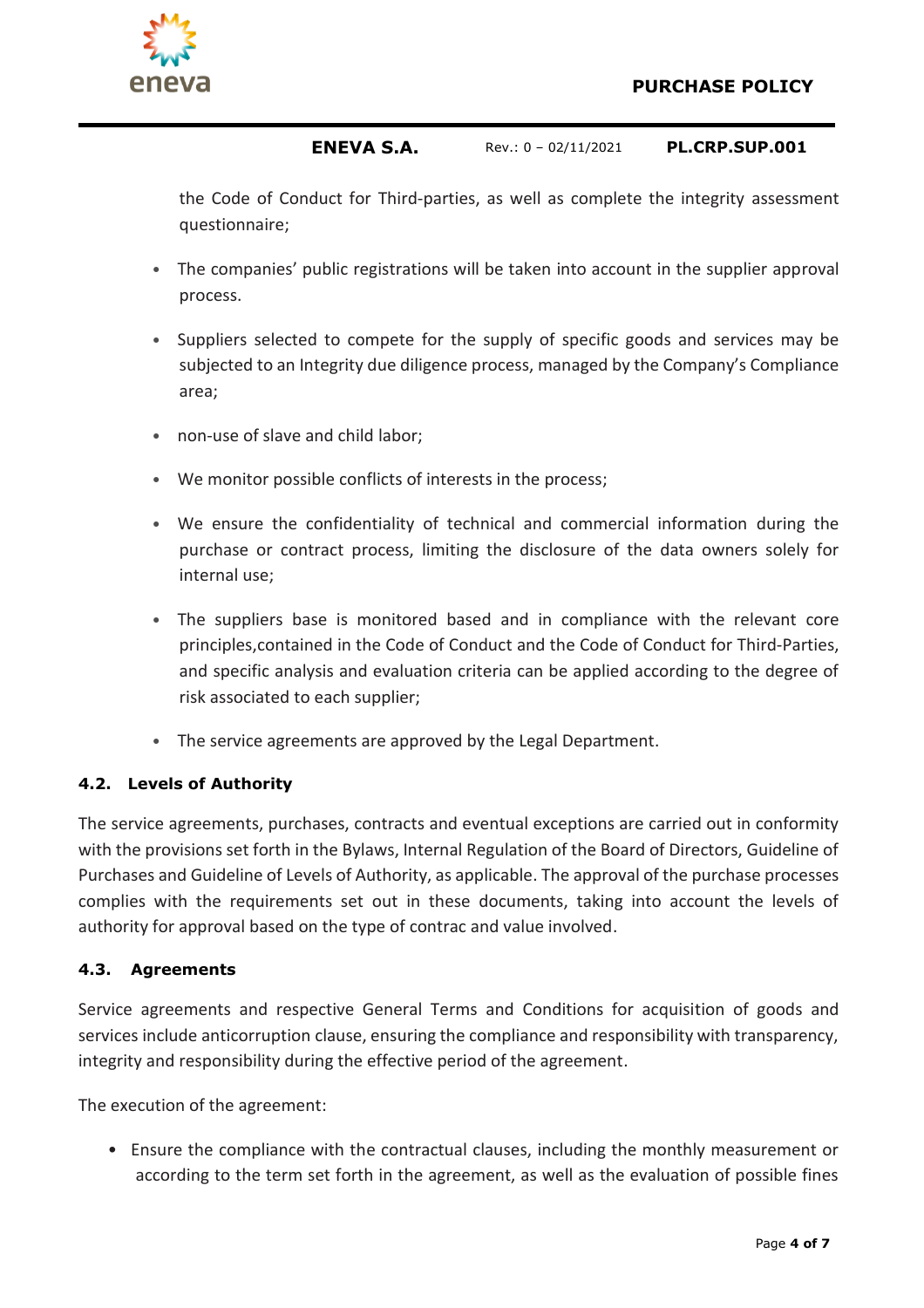the Code of Conduct for Third-parties, as well as complete the integrity assessment questionnaire;

- The companies' public registrations will be taken into account in the supplier approval process.
- Suppliers selected to compete for the supply of specific goods and services may be subjected to an Integrity due diligence process, managed by the Company's Compliance area;
- non-use of slave and child labor;
- We monitor possible conflicts of interests in the process;
- We ensure the confidentiality of technical and commercial information during the purchase or contract process, limiting the disclosure of the data owners solely for internal use;
- The suppliers base is monitored based and in compliance with the relevant core principles,contained in the Code of Conduct and the Code of Conduct for Third-Parties, and specific analysis and evaluation criteria can be applied according to the degree of risk associated to each supplier;
- The service agreements are approved by the Legal Department.

### 4.2. Levels of Authority

The service agreements, purchases, contracts and eventual exceptions are carried out in conformity with the provisions set forth in the Bylaws, Internal Regulation of the Board of Directors, Guideline of Purchases and Guideline of Levels of Authority, as applicable. The approval of the purchase processes complies with the requirements set out in these documents, taking into account the levels of authority for approval based on the type of contrac and value involved.

### 4.3. Agreements

Service agreements and respective General Terms and Conditions for acquisition of goods and services include anticorruption clause, ensuring the compliance and responsibility with transparency, integrity and responsibility during the effective period of the agreement.

The execution of the agreement:

- Ensure the compliance with the contractual clauses, including the monthly measurement or according to the term set forth in the agreement, as well as the evaluation of possible fines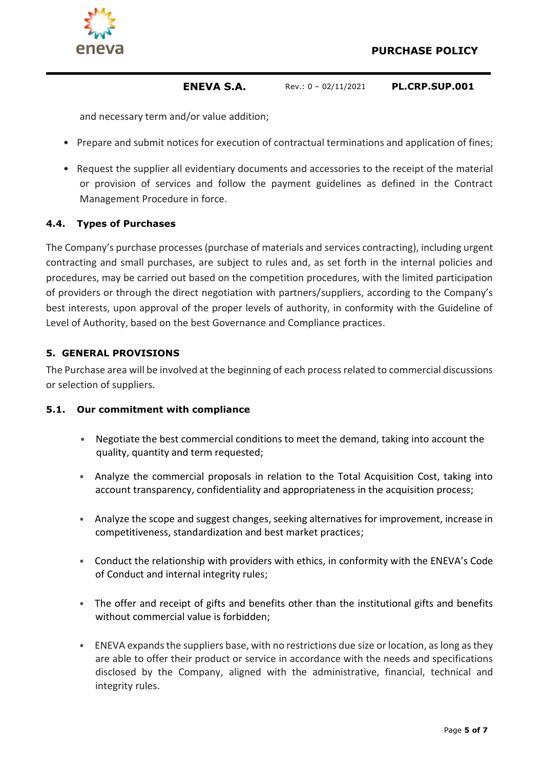and necessary term and/or value addition;

- Prepare and submit notices for execution of contractual terminations and application of fines;
- Request the supplier all evidentiary documents and accessories to the receipt of the material or provision of services and follow the payment guidelines as defined in the Contract Management Procedure in force.

### 4.4. Types of Purchases

The Company's purchase processes (purchase of materials and services contracting), including urgent contracting and small purchases, are subject to rules and, as set forth in the internal policies and procedures, may be carried out based on the competition procedures, with the limited participation of providers or through the direct negotiation with partners/suppliers, according to the Company's best interests, upon approval of the proper levels of authority, in conformity with the Guideline of Level of Authority, based on the best Governance and Compliance practices.

## 5. GENERAL PROVISIONS

The Purchase area will be involved at the beginning of each process related to commercial discussions or selection of suppliers.

### 5.1. Our commitment with compliance

- Negotiate the best commercial conditions to meet the demand, taking into account the quality, quantity and term requested;
- Analyze the commercial proposals in relation to the Total Acquisition Cost, taking into account transparency, confidentiality and appropriateness in the acquisition process;
- Analyze the scope and suggest changes, seeking alternatives for improvement, increase in competitiveness, standardization and best market practices;
- Conduct the relationship with providers with ethics, in conformity with the ENEVA's Code of Conduct and internal integrity rules;
- The offer and receipt of gifts and benefits other than the institutional gifts and benefits without commercial value is forbidden;
- ENEVA expands the suppliers base, with no restrictions due size or location, as long as they are able to offer their product or service in accordance with the needs and specifications disclosed by the Company, aligned with the administrative, financial, technical and integrity rules.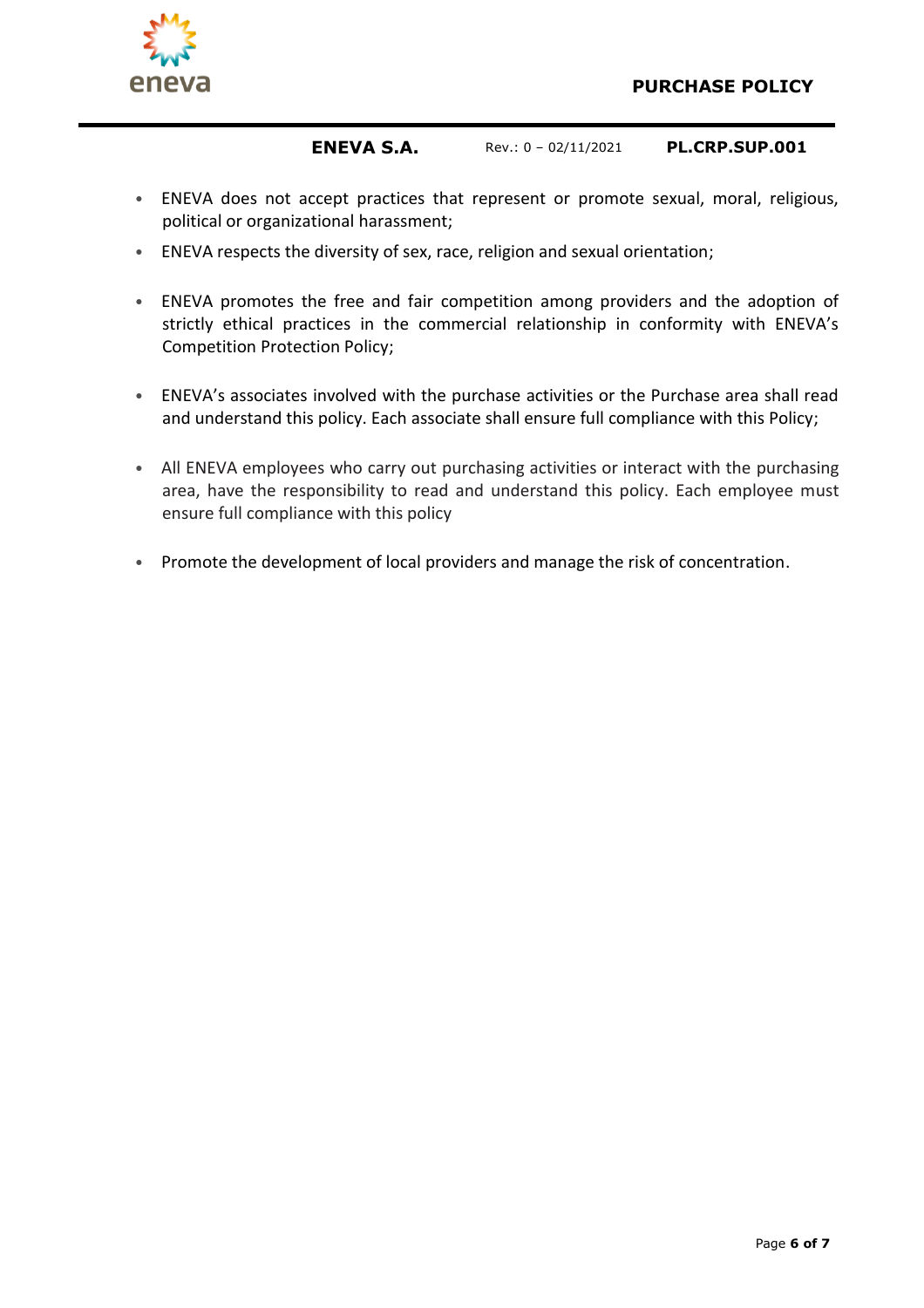- ENEVA does not accept practices that represent or promote sexual, moral, religious, political or organizational harassment;
- ENEVA respects the diversity of sex, race, religion and sexual orientation;
- ENEVA promotes the free and fair competition among providers and the adoption of strictly ethical practices in the commercial relationship in conformity with ENEVA's Competition Protection Policy;
- ENEVA's associates involved with the purchase activities or the Purchase area shall read and understand this policy. Each associate shall ensure full compliance with this Policy;
- All ENEVA employees who carry out purchasing activities or interact with the purchasing area, have the responsibility to read and understand this policy. Each employee must ensure full compliance with this policy
- Promote the development of local providers and manage the risk of concentration.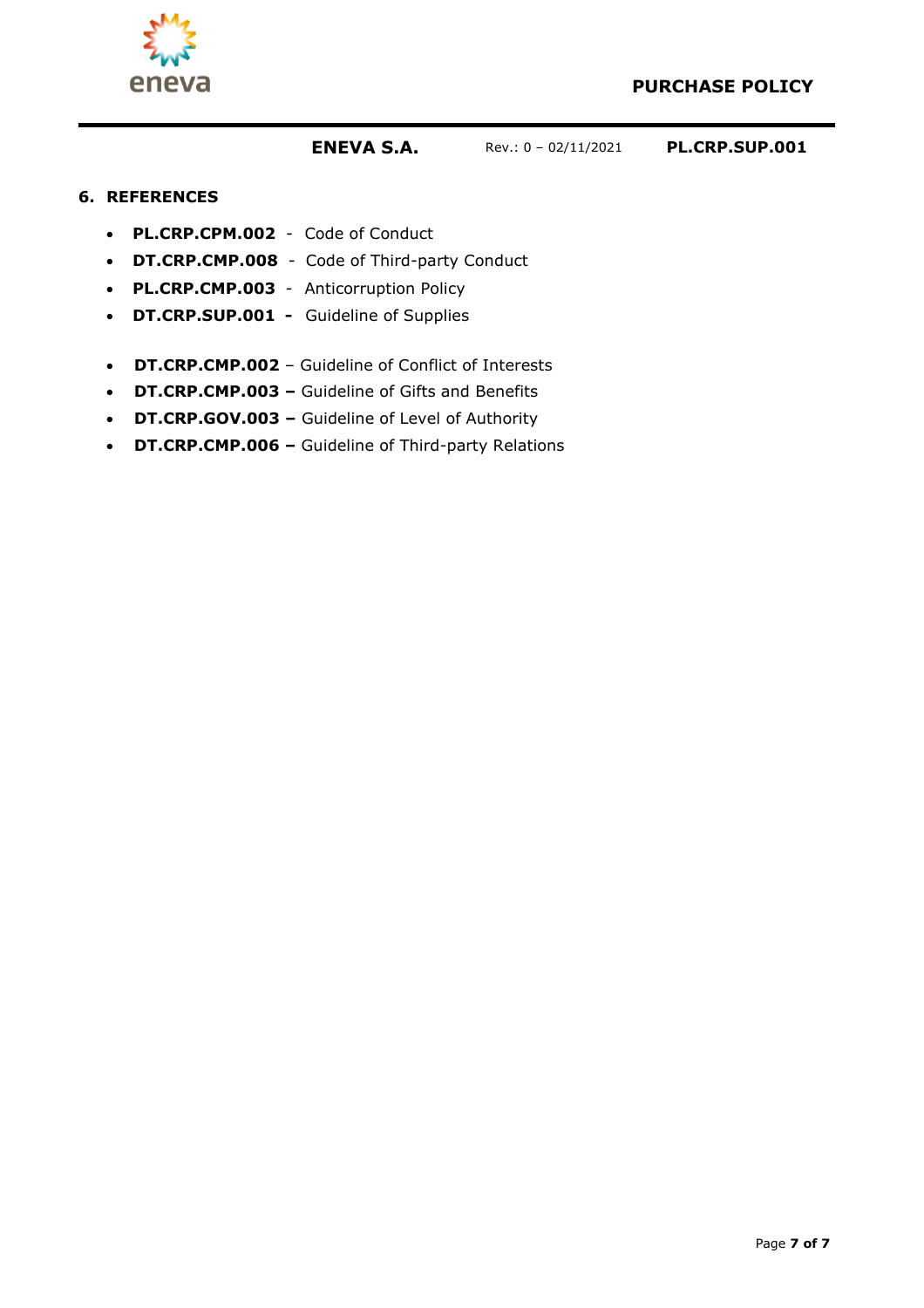## 6. REFERENCES

- **PL.CRP.CPM.002** - Code of Conduct
- **DT.CRP.CMP.008** - Code of Third-party Conduct
- **PL.CRP.CMP.003** - Anticorruption Policy
- **DT.CRP.SUP.001 -** Guideline of Supplies

- **DT.CRP.CMP.002** – Guideline of Conflict of Interests
- **DT.CRP.CMP.003 –** Guideline of Gifts and Benefits
- **DT.CRP.GOV.003 –** Guideline of Level of Authority
- **DT.CRP.CMP.006 –** Guideline of Third-party Relations